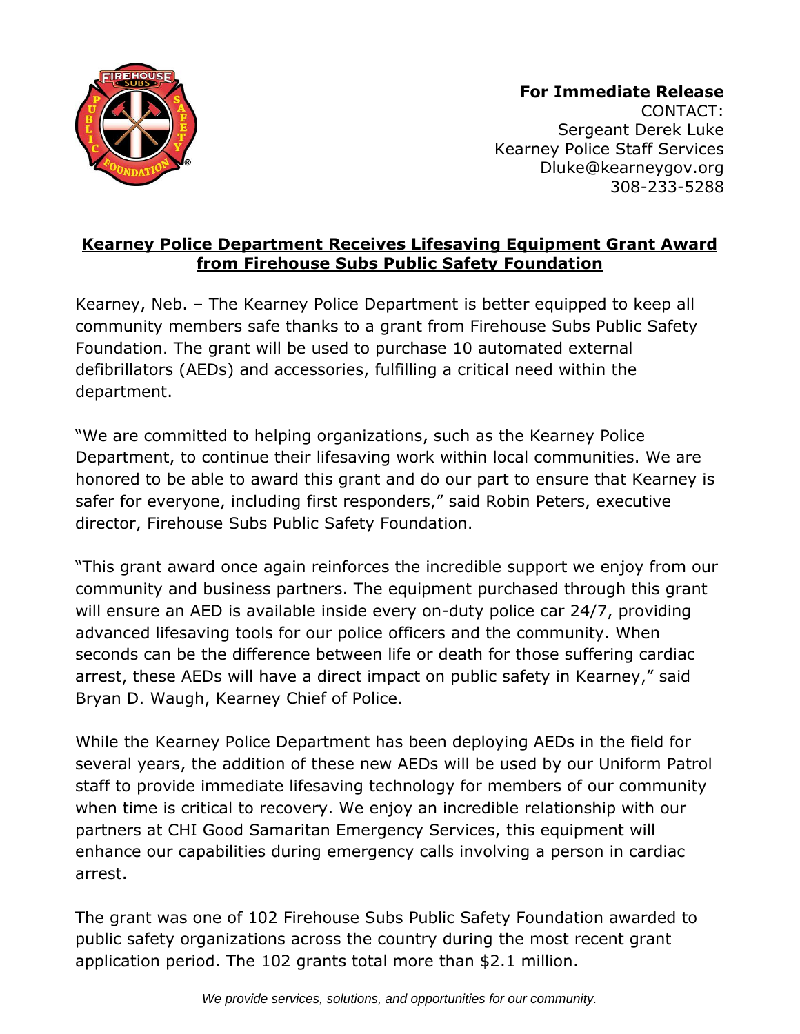**For Immediate Release**
CONTACT:
Sergeant Derek Luke
Kearney Police Staff Services
Dluke@kearneygov.org
308-233-5288

## Kearney Police Department Receives Lifesaving Equipment Grant Award from Firehouse Subs Public Safety Foundation

Kearney, Neb. – The Kearney Police Department is better equipped to keep all community members safe thanks to a grant from Firehouse Subs Public Safety Foundation. The grant will be used to purchase 10 automated external defibrillators (AEDs) and accessories, fulfilling a critical need within the department.

"We are committed to helping organizations, such as the Kearney Police Department, to continue their lifesaving work within local communities. We are honored to be able to award this grant and do our part to ensure that Kearney is safer for everyone, including first responders," said Robin Peters, executive director, Firehouse Subs Public Safety Foundation.

"This grant award once again reinforces the incredible support we enjoy from our community and business partners. The equipment purchased through this grant will ensure an AED is available inside every on-duty police car 24/7, providing advanced lifesaving tools for our police officers and the community. When seconds can be the difference between life or death for those suffering cardiac arrest, these AEDs will have a direct impact on public safety in Kearney," said Bryan D. Waugh, Kearney Chief of Police.

While the Kearney Police Department has been deploying AEDs in the field for several years, the addition of these new AEDs will be used by our Uniform Patrol staff to provide immediate lifesaving technology for members of our community when time is critical to recovery. We enjoy an incredible relationship with our partners at CHI Good Samaritan Emergency Services, this equipment will enhance our capabilities during emergency calls involving a person in cardiac arrest.

The grant was one of 102 Firehouse Subs Public Safety Foundation awarded to public safety organizations across the country during the most recent grant application period. The 102 grants total more than $2.1 million.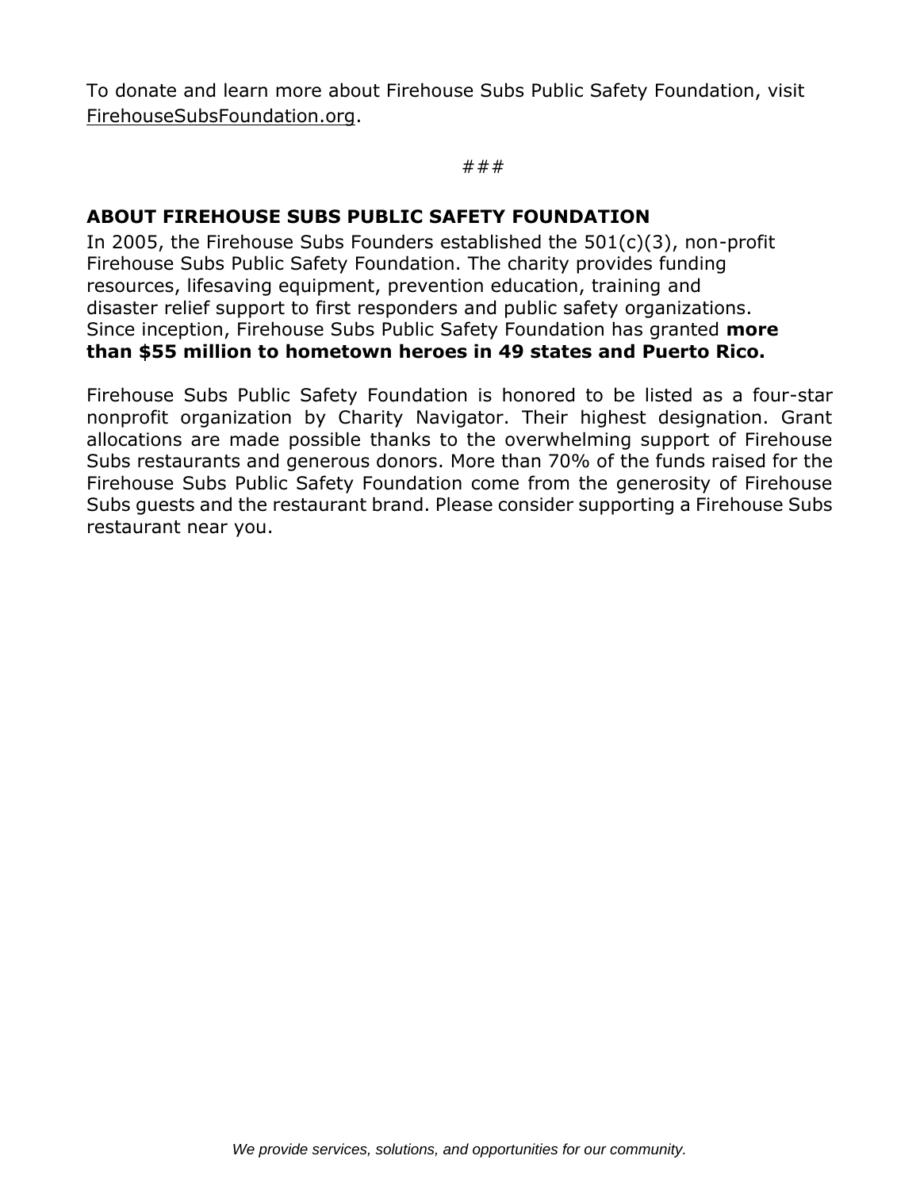To donate and learn more about Firehouse Subs Public Safety Foundation, visit FirehouseSubsFoundation.org.

###

**ABOUT FIREHOUSE SUBS PUBLIC SAFETY FOUNDATION**

In 2005, the Firehouse Subs Founders established the 501(c)(3), non-profit Firehouse Subs Public Safety Foundation. The charity provides funding resources, lifesaving equipment, prevention education, training and disaster relief support to first responders and public safety organizations. Since inception, Firehouse Subs Public Safety Foundation has granted **more than $55 million to hometown heroes in 49 states and Puerto Rico.**

Firehouse Subs Public Safety Foundation is honored to be listed as a four-star nonprofit organization by Charity Navigator. Their highest designation. Grant allocations are made possible thanks to the overwhelming support of Firehouse Subs restaurants and generous donors. More than 70% of the funds raised for the Firehouse Subs Public Safety Foundation come from the generosity of Firehouse Subs guests and the restaurant brand. Please consider supporting a Firehouse Subs restaurant near you.